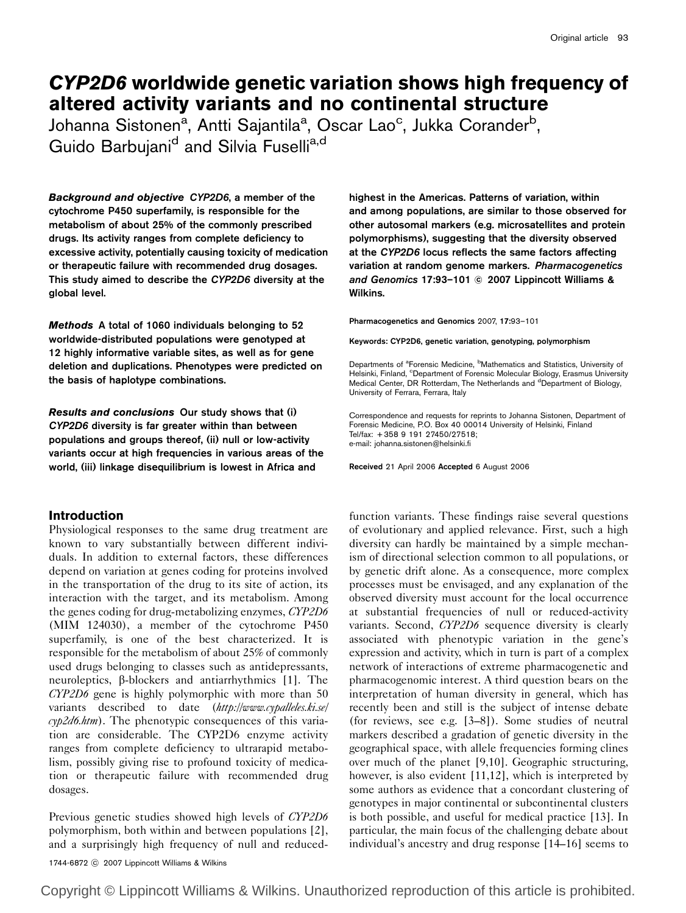# *CYP2D6* worldwide genetic variation shows high frequency of altered activity variants and no continental structure

Johanna Sistonen[a], Antti Sajantila[a], Oscar Lao[c], Jukka Corander[b], Guido Barbujani[d] and Silvia Fuselli[a,d]

**Background and objective** *CYP2D6*, a member of the cytochrome P450 superfamily, is responsible for the metabolism of about 25% of the commonly prescribed drugs. Its activity ranges from complete deficiency to excessive activity, potentially causing toxicity of medication or therapeutic failure with recommended drug dosages. This study aimed to describe the *CYP2D6* diversity at the global level.

**Methods** A total of 1060 individuals belonging to 52 worldwide-distributed populations were genotyped at 12 highly informative variable sites, as well as for gene deletion and duplications. Phenotypes were predicted on the basis of haplotype combinations.

**Results and conclusions** Our study shows that (i) *CYP2D6* diversity is far greater within than between populations and groups thereof, (ii) null or low-activity variants occur at high frequencies in various areas of the world, (iii) linkage disequilibrium is lowest in Africa and highest in the Americas. Patterns of variation, within and among populations, are similar to those observed for other autosomal markers (e.g. microsatellites and protein polymorphisms), suggesting that the diversity observed at the *CYP2D6* locus reflects the same factors affecting variation at random genome markers. *Pharmacogenetics and Genomics* 17:93–101 © 2007 Lippincott Williams & Wilkins.

Pharmacogenetics and Genomics 2007, 17:93–101

Keywords: CYP2D6, genetic variation, genotyping, polymorphism

Departments of [a]Forensic Medicine, [b]Mathematics and Statistics, University of Helsinki, Finland, [c]Department of Forensic Molecular Biology, Erasmus University Medical Center, DR Rotterdam, The Netherlands and [d]Department of Biology, University of Ferrara, Ferrara, Italy

Correspondence and requests for reprints to Johanna Sistonen, Department of Forensic Medicine, P.O. Box 40 00014 University of Helsinki, Finland
Tel/fax: +358 9 191 27450/27518;
e-mail: johanna.sistonen@helsinki.fi

Received 21 April 2006 Accepted 6 August 2006

## Introduction

Physiological responses to the same drug treatment are known to vary substantially between different individuals. In addition to external factors, these differences depend on variation at genes coding for proteins involved in the transportation of the drug to its site of action, its interaction with the target, and its metabolism. Among the genes coding for drug-metabolizing enzymes, *CYP2D6* (MIM 124030), a member of the cytochrome P450 superfamily, is one of the best characterized. It is responsible for the metabolism of about 25% of commonly used drugs belonging to classes such as antidepressants, neuroleptics, β-blockers and antiarrhythmics [1]. The *CYP2D6* gene is highly polymorphic with more than 50 variants described to date (*http://www.cypalleles.ki.se/cyp2d6.htm*). The phenotypic consequences of this variation are considerable. The CYP2D6 enzyme activity ranges from complete deficiency to ultrarapid metabolism, possibly giving rise to profound toxicity of medication or therapeutic failure with recommended drug dosages.

Previous genetic studies showed high levels of *CYP2D6* polymorphism, both within and between populations [2], and a surprisingly high frequency of null and reduced-function variants. These findings raise several questions of evolutionary and applied relevance. First, such a high diversity can hardly be maintained by a simple mechanism of directional selection common to all populations, or by genetic drift alone. As a consequence, more complex processes must be envisaged, and any explanation of the observed diversity must account for the local occurrence at substantial frequencies of null or reduced-activity variants. Second, *CYP2D6* sequence diversity is clearly associated with phenotypic variation in the gene's expression and activity, which in turn is part of a complex network of interactions of extreme pharmacogenetic and pharmacogenomic interest. A third question bears on the interpretation of human diversity in general, which has recently been and still is the subject of intense debate (for reviews, see e.g. [3–8]). Some studies of neutral markers described a gradation of genetic diversity in the geographical space, with allele frequencies forming clines over much of the planet [9,10]. Geographic structuring, however, is also evident [11,12], which is interpreted by some authors as evidence that a concordant clustering of genotypes in major continental or subcontinental clusters is both possible, and useful for medical practice [13]. In particular, the main focus of the challenging debate about individual's ancestry and drug response [14–16] seems to

1744-6872 © 2007 Lippincott Williams & Wilkins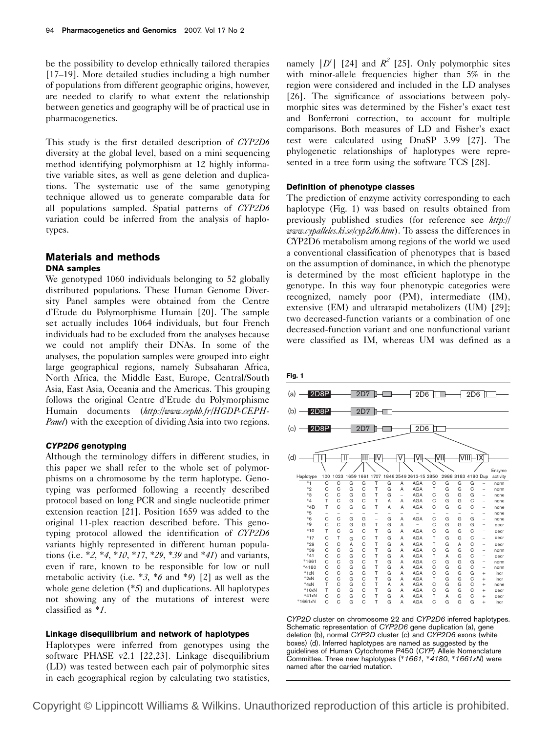be the possibility to develop ethnically tailored therapies [17–19]. More detailed studies including a high number of populations from different geographic origins, however, are needed to clarify to what extent the relationship between genetics and geography will be of practical use in pharmacogenetics.

This study is the first detailed description of *CYP2D6* diversity at the global level, based on a mini sequencing method identifying polymorphism at 12 highly informative variable sites, as well as gene deletion and duplications. The systematic use of the same genotyping technique allowed us to generate comparable data for all populations sampled. Spatial patterns of *CYP2D6* variation could be inferred from the analysis of haplotypes.

## Materials and methods

### DNA samples

We genotyped 1060 individuals belonging to 52 globally distributed populations. These Human Genome Diversity Panel samples were obtained from the Centre d'Etude du Polymorphisme Humain [20]. The sample set actually includes 1064 individuals, but four French individuals had to be excluded from the analyses because we could not amplify their DNAs. In some of the analyses, the population samples were grouped into eight large geographical regions, namely Subsaharan Africa, North Africa, the Middle East, Europe, Central/South Asia, East Asia, Oceania and the Americas. This grouping follows the original Centre d'Etude du Polymorphisme Humain documents (*http://www.cephb.fr/HGDP-CEPH-Panel*) with the exception of dividing Asia into two regions.

### *CYP2D6* genotyping

Although the terminology differs in different studies, in this paper we shall refer to the whole set of polymorphisms on a chromosome by the term haplotype. Genotyping was performed following a recently described protocol based on long PCR and single nucleotide primer extension reaction [21]. Position 1659 was added to the original 11-plex reaction described before. This genotyping protocol allowed the identification of *CYP2D6* variants highly represented in different human populations (i.e. *\*2*, *\*4*, *\*10*, *\*17*, *\*29*, *\*39* and *\*41*) and variants, even if rare, known to be responsible for low or null metabolic activity (i.e. *\*3*, *\*6* and *\*9*) [2] as well as the whole gene deletion (*\*5*) and duplications. All haplotypes not showing any of the mutations of interest were classified as *\*1*.

### Linkage disequilibrium and network of haplotypes

Haplotypes were inferred from genotypes using the software PHASE v2.1 [22,23]. Linkage disequilibrium (LD) was tested between each pair of polymorphic sites in each geographical region by calculating two statistics, namely $|D'|$ [24] and $R^2$ [25]. Only polymorphic sites with minor-allele frequencies higher than 5% in the region were considered and included in the LD analyses [26]. The significance of associations between polymorphic sites was determined by the Fisher's exact test and Bonferroni correction, to account for multiple comparisons. Both measures of LD and Fisher's exact test were calculated using DnaSP 3.99 [27]. The phylogenetic relationships of haplotypes were represented in a tree form using the software TCS [28].

### Definition of phenotype classes

The prediction of enzyme activity corresponding to each haplotype (Fig. 1) was based on results obtained from previously published studies (for reference see *http://www.cypalleles.ki.se/cyp2d6.htm*). To assess the differences in CYP2D6 metabolism among regions of the world we used a conventional classification of phenotypes that is based on the assumption of dominance, in which the phenotype is determined by the most efficient haplotype in the genotype. In this way four phenotypic categories were recognized, namely poor (PM), intermediate (IM), extensive (EM) and ultrarapid metabolizers (UM) [29]; two decreased-function variants or a combination of one decreased-function variant and one nonfunctional variant were classified as IM, whereas UM was defined as a

**Fig. 1**

| Haplotype | 100 | 1023 | 1659 | 1661 | 1707 | 1846 | 2549 | 2613-15 | 2850 | 2988 | 3183 | 4180 | Dup | Enzyme activity |
|---|---|---|---|---|---|---|---|---|---|---|---|---|---|---|
| *1 | C | C | G | G | T | G | A | AGA | C | G | G | G | – | norm |
| *2 | C | C | G | C | T | G | A | AGA | T | G | G | C | – | norm |
| *3 | C | C | G | G | T | G | – | AGA | C | G | G | G | – | none |
| *4 | T | C | G | C | T | A | A | AGA | C | G | G | C | – | none |
| *4B | T | C | G | G | T | A | A | AGA | C | G | G | C | – | none |
| *5 | – | – | – | – | – | – | – | – | – | – | – | – | – | none |
| *6 | C | C | G | G | – | G | A | AGA | C | G | G | G | – | none |
| *9 | C | C | G | G | T | G | A | – | C | G | G | G | – | decr |
| *10 | T | C | G | C | T | G | A | AGA | C | G | G | C | – | decr |
| *17 | C | T | G | C | T | G | A | AGA | T | G | G | C | – | decr |
| *29 | C | C | A | C | T | G | A | AGA | T | G | A | C | – | decr |
| *39 | C | C | G | C | T | G | A | AGA | C | G | G | C | – | norm |
| *41 | C | C | G | C | T | G | A | AGA | T | A | G | C | – | decr |
| *1661 | C | C | G | C | T | G | A | AGA | C | G | G | G | – | norm |
| *4180 | C | C | G | G | T | G | A | AGA | C | G | G | C | – | norm |
| *1xN | C | C | G | G | T | G | A | AGA | C | G | G | G | + | incr |
| *2xN | C | C | G | C | T | G | A | AGA | T | G | G | C | + | incr |
| *4xN | T | C | G | C | T | A | A | AGA | C | G | G | C | + | none |
| *10xN | T | C | G | C | T | G | A | AGA | C | G | G | C | + | decr |
| *41xN | C | C | G | C | T | G | A | AGA | T | A | G | C | + | decr |
| *1661xN | C | C | G | C | T | G | A | AGA | C | G | G | G | + | incr |

*CYP2D* cluster on chromosome 22 and *CYP2D6* inferred haplotypes. Schematic representation of *CYP2D6* gene duplication (a), gene deletion (b), normal *CYP2D* cluster (c) and *CYP2D6* exons (white boxes) (d). Inferred haplotypes are named as suggested by the guidelines of Human Cytochrome P450 (*CYP*) Allele Nomenclature Committee. Three new haplotypes (*\*1661*, *\*4180*, *\*1661xN*) were named after the carried mutation.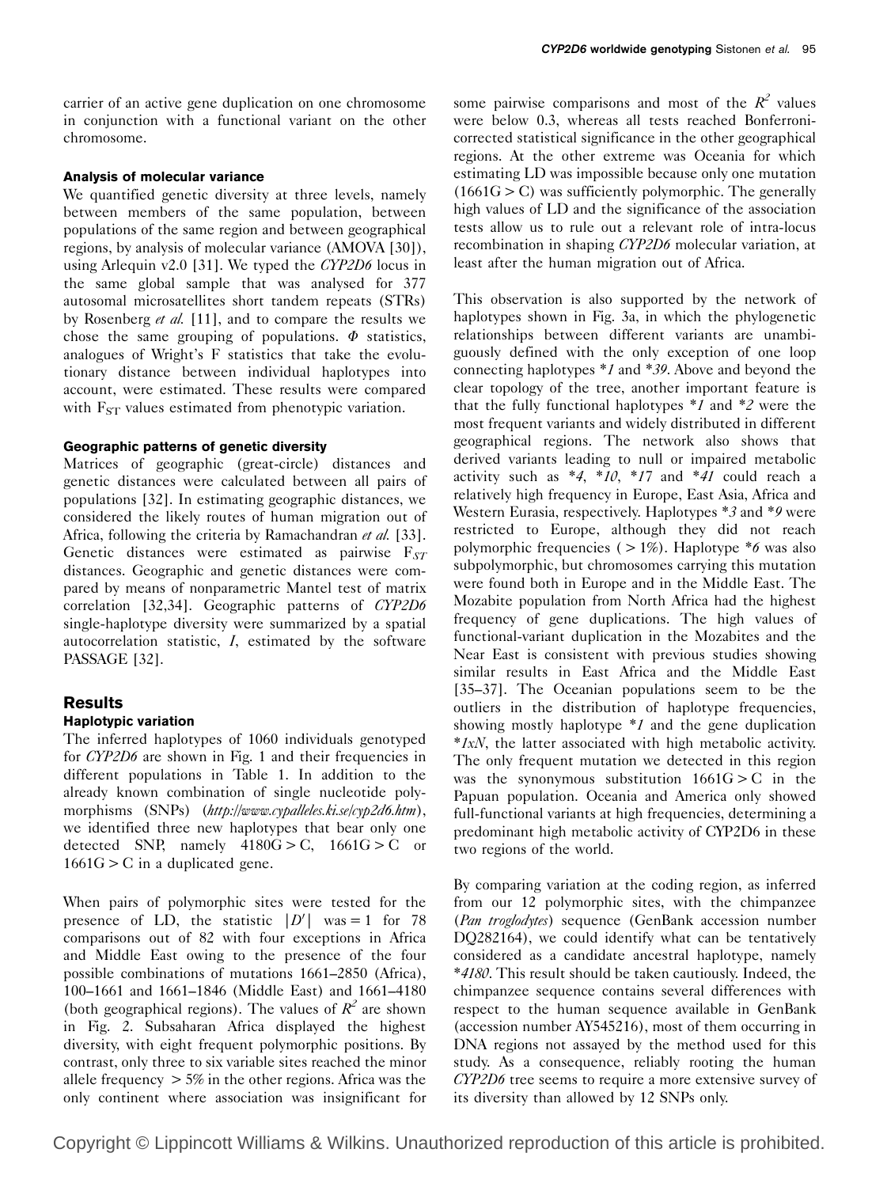carrier of an active gene duplication on one chromosome in conjunction with a functional variant on the other chromosome.

#### Analysis of molecular variance

We quantified genetic diversity at three levels, namely between members of the same population, between populations of the same region and between geographical regions, by analysis of molecular variance (AMOVA [30]), using Arlequin v2.0 [31]. We typed the *CYP2D6* locus in the same global sample that was analysed for 377 autosomal microsatellites short tandem repeats (STRs) by Rosenberg *et al.* [11], and to compare the results we chose the same grouping of populations. $\Phi$ statistics, analogues of Wright's F statistics that take the evolutionary distance between individual haplotypes into account, were estimated. These results were compared with $F_{ST}$ values estimated from phenotypic variation.

#### Geographic patterns of genetic diversity

Matrices of geographic (great-circle) distances and genetic distances were calculated between all pairs of populations [32]. In estimating geographic distances, we considered the likely routes of human migration out of Africa, following the criteria by Ramachandran *et al.* [33]. Genetic distances were estimated as pairwise $F_{ST}$ distances. Geographic and genetic distances were compared by means of nonparametric Mantel test of matrix correlation [32,34]. Geographic patterns of *CYP2D6* single-haplotype diversity were summarized by a spatial autocorrelation statistic, *I*, estimated by the software PASSAGE [32].

## Results

#### Haplotypic variation

The inferred haplotypes of 1060 individuals genotyped for *CYP2D6* are shown in Fig. 1 and their frequencies in different populations in Table 1. In addition to the already known combination of single nucleotide polymorphisms (SNPs) (*http://www.cypalleles.ki.se/cyp2d6.htm*), we identified three new haplotypes that bear only one detected SNP, namely 4180G > C, 1661G > C or 1661G > C in a duplicated gene.

When pairs of polymorphic sites were tested for the presence of LD, the statistic $|D'|$ was = 1 for 78 comparisons out of 82 with four exceptions in Africa and Middle East owing to the presence of the four possible combinations of mutations 1661–2850 (Africa), 100–1661 and 1661–1846 (Middle East) and 1661–4180 (both geographical regions). The values of $R^2$ are shown in Fig. 2. Subsaharan Africa displayed the highest diversity, with eight frequent polymorphic positions. By contrast, only three to six variable sites reached the minor allele frequency > 5% in the other regions. Africa was the only continent where association was insignificant for some pairwise comparisons and most of the $R^2$ values were below 0.3, whereas all tests reached Bonferroni-corrected statistical significance in the other geographical regions. At the other extreme was Oceania for which estimating LD was impossible because only one mutation (1661G > C) was sufficiently polymorphic. The generally high values of LD and the significance of the association tests allow us to rule out a relevant role of intra-locus recombination in shaping *CYP2D6* molecular variation, at least after the human migration out of Africa.

This observation is also supported by the network of haplotypes shown in Fig. 3a, in which the phylogenetic relationships between different variants are unambiguously defined with the only exception of one loop connecting haplotypes \*1 and \*39. Above and beyond the clear topology of the tree, another important feature is that the fully functional haplotypes \*1 and \*2 were the most frequent variants and widely distributed in different geographical regions. The network also shows that derived variants leading to null or impaired metabolic activity such as \*4, \*10, \*17 and \*41 could reach a relatively high frequency in Europe, East Asia, Africa and Western Eurasia, respectively. Haplotypes \*3 and \*9 were restricted to Europe, although they did not reach polymorphic frequencies ( > 1%). Haplotype \*6 was also subpolymorphic, but chromosomes carrying this mutation were found both in Europe and in the Middle East. The Mozabite population from North Africa had the highest frequency of gene duplications. The high values of functional-variant duplication in the Mozabites and the Near East is consistent with previous studies showing similar results in East Africa and the Middle East [35–37]. The Oceanian populations seem to be the outliers in the distribution of haplotype frequencies, showing mostly haplotype \*1 and the gene duplication \*1xN, the latter associated with high metabolic activity. The only frequent mutation we detected in this region was the synonymous substitution 1661G > C in the Papuan population. Oceania and America only showed full-functional variants at high frequencies, determining a predominant high metabolic activity of CYP2D6 in these two regions of the world.

By comparing variation at the coding region, as inferred from our 12 polymorphic sites, with the chimpanzee (*Pan troglodytes*) sequence (GenBank accession number DQ282164), we could identify what can be tentatively considered as a candidate ancestral haplotype, namely \*4180. This result should be taken cautiously. Indeed, the chimpanzee sequence contains several differences with respect to the human sequence available in GenBank (accession number AY545216), most of them occurring in DNA regions not assayed by the method used for this study. As a consequence, reliably rooting the human *CYP2D6* tree seems to require a more extensive survey of its diversity than allowed by 12 SNPs only.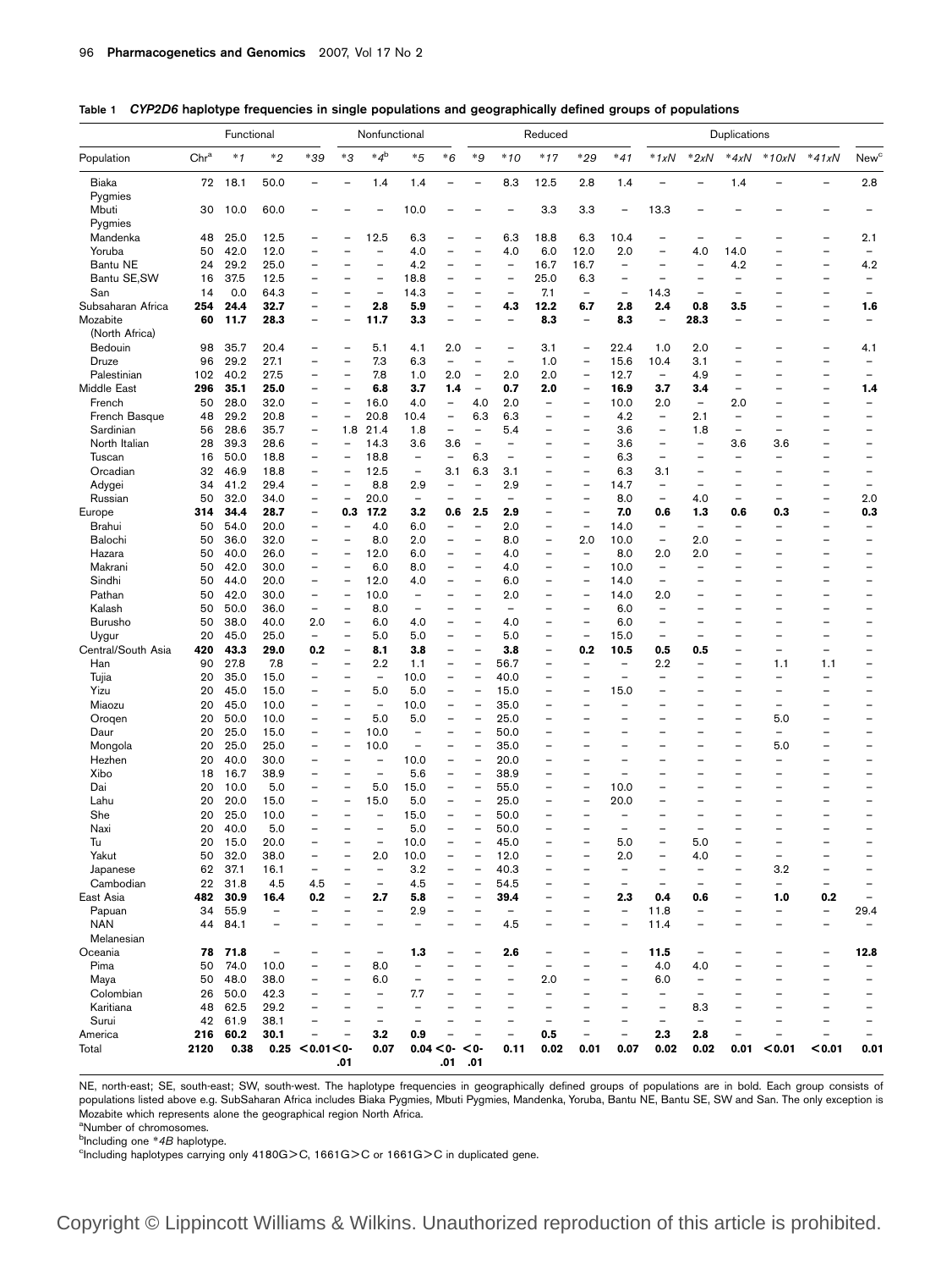**Table 1** *CYP2D6* **haplotype frequencies in single populations and geographically defined groups of populations**

| | | Functional | | | Nonfunctional | | | | Reduced | | | | | Duplications | | | | | |
|---|---|---|---|---|---|---|---|---|---|---|---|---|---|---|---|---|---|---|---|
| Population | Chr[a] | *1 | *2 | *39 | *3 | *4[b] | *5 | *6 | *9 | *10 | *17 | *29 | *41 | *1xN | *2xN | *4xN | *10xN | *41xN | New[c] |
| Biaka Pygmies | 72 | 18.1 | 50.0 | – | – | 1.4 | 1.4 | – | – | 8.3 | 12.5 | 2.8 | 1.4 | – | – | 1.4 | – | – | 2.8 |
| Mbuti Pygmies | 30 | 10.0 | 60.0 | – | – | – | 10.0 | – | – | – | 3.3 | 3.3 | – | 13.3 | – | – | – | – | – |
| Mandenka | 48 | 25.0 | 12.5 | – | – | 12.5 | 6.3 | – | – | 6.3 | 18.8 | 6.3 | 10.4 | – | – | – | – | – | 2.1 |
| Yoruba | 50 | 42.0 | 12.0 | – | – | – | 4.0 | – | – | 4.0 | 6.0 | 12.0 | 2.0 | – | 4.0 | 14.0 | – | – | – |
| Bantu NE | 24 | 29.2 | 25.0 | – | – | – | 4.2 | – | – | – | 16.7 | 16.7 | – | – | – | 4.2 | – | – | 4.2 |
| Bantu SE,SW | 16 | 37.5 | 12.5 | – | – | – | 18.8 | – | – | – | 25.0 | 6.3 | – | – | – | – | – | – | – |
| San | 14 | 0.0 | 64.3 | – | – | – | 14.3 | – | – | – | 7.1 | – | – | 14.3 | – | – | – | – | – |
| **Subsaharan Africa** | **254** | **24.4** | **32.7** | – | – | **2.8** | **5.9** | – | – | **4.3** | **12.2** | **6.7** | **2.8** | **2.4** | **0.8** | **3.5** | – | – | **1.6** |
| **Mozabite (North Africa)** | **60** | **11.7** | **28.3** | – | – | **11.7** | **3.3** | – | – | – | **8.3** | – | **8.3** | – | **28.3** | – | – | – | – |
| Bedouin | 98 | 35.7 | 20.4 | – | – | 5.1 | 4.1 | 2.0 | – | – | 3.1 | – | 22.4 | 1.0 | 2.0 | – | – | – | 4.1 |
| Druze | 96 | 29.2 | 27.1 | – | – | 7.3 | 6.3 | – | – | – | 1.0 | – | 15.6 | 10.4 | 3.1 | – | – | – | – |
| Palestinian | 102 | 40.2 | 27.5 | – | – | 7.8 | 1.0 | 2.0 | – | 2.0 | 2.0 | – | 12.7 | – | 4.9 | – | – | – | – |
| **Middle East** | **296** | **35.1** | **25.0** | – | – | **6.8** | **3.7** | **1.4** | – | **0.7** | **2.0** | – | **16.9** | **3.7** | **3.4** | – | – | – | **1.4** |
| French | 50 | 28.0 | 32.0 | – | – | 16.0 | 4.0 | – | 4.0 | 2.0 | – | – | 10.0 | 2.0 | – | 2.0 | – | – | – |
| French Basque | 48 | 29.2 | 20.8 | – | – | 20.8 | 10.4 | – | 6.3 | 6.3 | – | – | 4.2 | – | 2.1 | – | – | – | – |
| Sardinian | 56 | 28.6 | 35.7 | – | 1.8 | 21.4 | 1.8 | – | – | 5.4 | – | – | 3.6 | – | 1.8 | – | – | – | – |
| North Italian | 28 | 39.3 | 28.6 | – | – | 14.3 | 3.6 | 3.6 | – | – | – | – | 3.6 | – | – | 3.6 | 3.6 | – | – |
| Tuscan | 16 | 50.0 | 18.8 | – | – | 18.8 | – | – | 6.3 | – | – | – | 6.3 | – | – | – | – | – | – |
| Orcadian | 32 | 46.9 | 18.8 | – | – | 12.5 | – | 3.1 | 6.3 | 3.1 | – | – | 6.3 | 3.1 | – | – | – | – | – |
| Adygei | 34 | 41.2 | 29.4 | – | – | 8.8 | 2.9 | – | – | 2.9 | – | – | 14.7 | – | – | – | – | – | – |
| Russian | 50 | 32.0 | 34.0 | – | – | 20.0 | – | – | – | – | – | – | 8.0 | – | 4.0 | – | – | – | 2.0 |
| **Europe** | **314** | **34.4** | **28.7** | – | **0.3** | **17.2** | **3.2** | **0.6** | **2.5** | **2.9** | – | – | **7.0** | **0.6** | **1.3** | **0.6** | **0.3** | – | **0.3** |
| Brahui | 50 | 54.0 | 20.0 | – | – | 4.0 | 6.0 | – | – | 2.0 | – | – | 14.0 | – | – | – | – | – | – |
| Balochi | 50 | 36.0 | 32.0 | – | – | 8.0 | 2.0 | – | – | 8.0 | – | 2.0 | 10.0 | – | 2.0 | – | – | – | – |
| Hazara | 50 | 40.0 | 26.0 | – | – | 12.0 | 6.0 | – | – | 4.0 | – | – | 8.0 | 2.0 | 2.0 | – | – | – | – |
| Makrani | 50 | 42.0 | 30.0 | – | – | 6.0 | 8.0 | – | – | 4.0 | – | – | 10.0 | – | – | – | – | – | – |
| Sindhi | 50 | 44.0 | 20.0 | – | – | 12.0 | 4.0 | – | – | 6.0 | – | – | 14.0 | – | – | – | – | – | – |
| Pathan | 50 | 42.0 | 30.0 | – | – | 10.0 | – | – | – | 2.0 | – | – | 14.0 | 2.0 | – | – | – | – | – |
| Kalash | 50 | 50.0 | 36.0 | – | – | 8.0 | – | – | – | – | – | – | 6.0 | – | – | – | – | – | – |
| Burusho | 50 | 38.0 | 40.0 | 2.0 | – | 6.0 | 4.0 | – | – | 4.0 | – | – | 6.0 | – | – | – | – | – | – |
| Uygur | 20 | 45.0 | 25.0 | – | – | 5.0 | 5.0 | – | – | 5.0 | – | – | 15.0 | – | – | – | – | – | – |
| **Central/South Asia** | **420** | **43.3** | **29.0** | **0.2** | – | **8.1** | **3.8** | – | – | **3.8** | – | **0.2** | **10.5** | **0.5** | **0.5** | – | – | – | – |
| Han | 90 | 27.8 | 7.8 | – | – | 2.2 | 1.1 | – | – | 56.7 | – | – | – | 2.2 | – | – | 1.1 | 1.1 | – |
| Tujia | 20 | 35.0 | 15.0 | – | – | – | 10.0 | – | – | 40.0 | – | – | – | – | – | – | – | – | – |
| Yizu | 20 | 45.0 | 15.0 | – | – | 5.0 | 5.0 | – | – | 15.0 | – | – | 15.0 | – | – | – | – | – | – |
| Miaozu | 20 | 45.0 | 10.0 | – | – | – | 10.0 | – | – | 35.0 | – | – | – | – | – | – | – | – | – |
| Oroqen | 20 | 50.0 | 10.0 | – | – | 5.0 | 5.0 | – | – | 25.0 | – | – | – | – | – | – | 5.0 | – | – |
| Daur | 20 | 25.0 | 15.0 | – | – | 10.0 | – | – | – | 50.0 | – | – | – | – | – | – | – | – | – |
| Mongola | 20 | 25.0 | 25.0 | – | – | 10.0 | – | – | – | 35.0 | – | – | – | – | – | – | 5.0 | – | – |
| Hezhen | 20 | 40.0 | 30.0 | – | – | – | 10.0 | – | – | 20.0 | – | – | – | – | – | – | – | – | – |
| Xibo | 18 | 16.7 | 38.9 | – | – | – | 5.6 | – | – | 38.9 | – | – | – | – | – | – | – | – | – |
| Dai | 20 | 10.0 | 5.0 | – | – | 5.0 | 15.0 | – | – | 55.0 | – | – | 10.0 | – | – | – | – | – | – |
| Lahu | 20 | 20.0 | 15.0 | – | – | 15.0 | 5.0 | – | – | 25.0 | – | – | 20.0 | – | – | – | – | – | – |
| She | 20 | 25.0 | 10.0 | – | – | – | 15.0 | – | – | 50.0 | – | – | – | – | – | – | – | – | – |
| Naxi | 20 | 40.0 | 5.0 | – | – | – | 5.0 | – | – | 50.0 | – | – | – | – | – | – | – | – | – |
| Tu | 20 | 15.0 | 20.0 | – | – | – | 10.0 | – | – | 45.0 | – | – | 5.0 | – | 5.0 | – | – | – | – |
| Yakut | 50 | 32.0 | 38.0 | – | – | 2.0 | 10.0 | – | – | 12.0 | – | – | 2.0 | – | 4.0 | – | – | – | – |
| Japanese | 62 | 37.1 | 16.1 | – | – | – | 3.2 | – | – | 40.3 | – | – | – | – | – | – | 3.2 | – | – |
| Cambodian | 22 | 31.8 | 4.5 | 4.5 | – | – | 4.5 | – | – | 54.5 | – | – | – | – | – | – | – | – | – |
| **East Asia** | **482** | **30.9** | **16.4** | **0.2** | – | **2.7** | **5.8** | – | – | **39.4** | – | – | **2.3** | **0.4** | **0.6** | – | **1.0** | **0.2** | – |
| Papuan | 34 | 55.9 | – | – | – | – | 2.9 | – | – | – | – | – | – | 11.8 | – | – | – | – | 29.4 |
| NAN Melanesian | 44 | 84.1 | – | – | – | – | – | – | – | 4.5 | – | – | – | 11.4 | – | – | – | – | – |
| **Oceania** | **78** | **71.8** | – | – | – | – | **1.3** | – | – | **2.6** | – | – | – | **11.5** | – | – | – | – | **12.8** |
| Pima | 50 | 74.0 | 10.0 | – | – | 8.0 | – | – | – | – | – | – | – | 4.0 | 4.0 | – | – | – | – |
| Maya | 50 | 48.0 | 38.0 | – | – | 6.0 | – | – | – | – | 2.0 | – | – | 6.0 | – | – | – | – | – |
| Colombian | 26 | 50.0 | 42.3 | – | – | – | 7.7 | – | – | – | – | – | – | – | – | – | – | – | – |
| Karitiana | 48 | 62.5 | 29.2 | – | – | – | – | – | – | – | – | – | – | – | 8.3 | – | – | – | – |
| Surui | 42 | 61.9 | 38.1 | – | – | – | – | – | – | – | – | – | – | – | – | – | – | – | – |
| **America** | **216** | **60.2** | **30.1** | – | – | **3.2** | **0.9** | – | – | – | **0.5** | – | – | **2.3** | **2.8** | – | – | – | – |
| **Total** | **2120** | **0.38** | **0.25** | **<0.01** | **<0.01** | **0.07** | **0.04** | **<0.01** | **<0.01** | **0.11** | **0.02** | **0.01** | **0.07** | **0.02** | **0.02** | **0.01** | **<0.01** | **<0.01** | **0.01** |

NE, north-east; SE, south-east; SW, south-west. The haplotype frequencies in geographically defined groups of populations are in bold. Each group consists of populations listed above e.g. SubSaharan Africa includes Biaka Pygmies, Mbuti Pygmies, Mandenka, Yoruba, Bantu NE, Bantu SE, SW and San. The only exception is Mozabite which represents alone the geographical region North Africa.

[a]Number of chromosomes.

[b]Including one *4B haplotype.

[c]Including haplotypes carrying only 4180G>C, 1661G>C or 1661G>C in duplicated gene.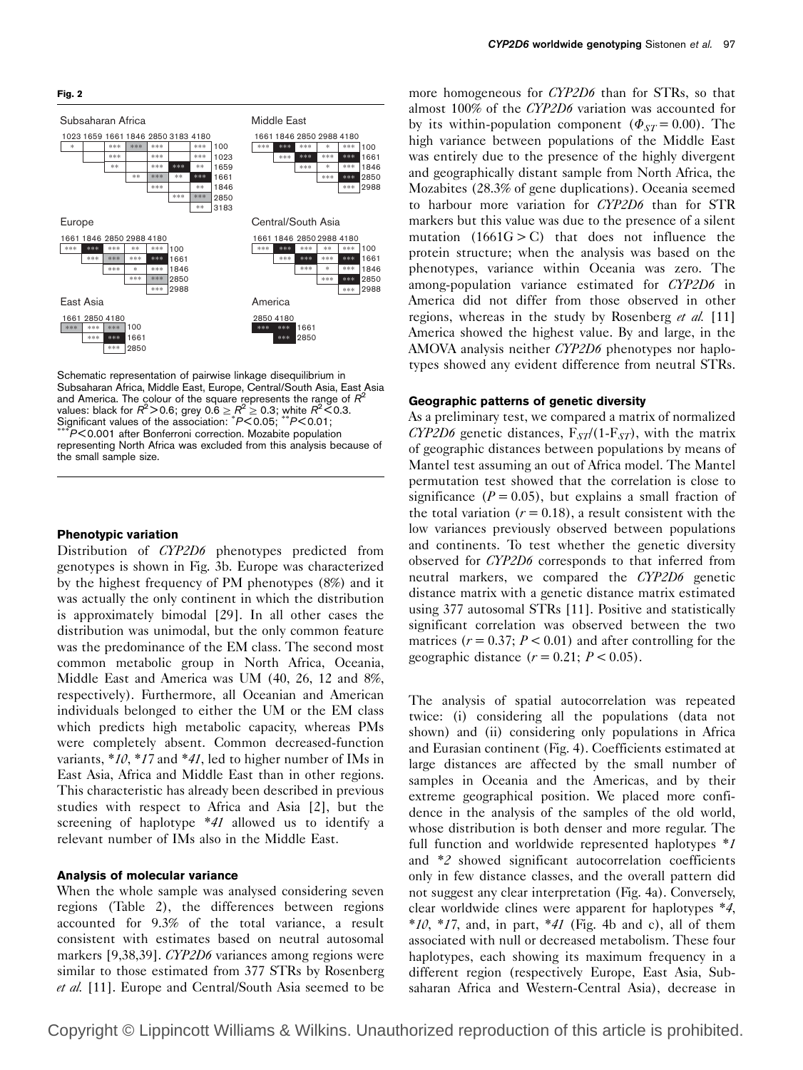**Fig. 2**

Subsaharan Africa

| | 1023 | 1659 | 1661 | 1846 | 2850 | 3183 | 4180 |
|---|---|---|---|---|---|---|---|
| 100 | * | | *** | *** | *** | | *** |
| 1023 | | | *** | | *** | | *** |
| 1659 | | | ** | | *** | *** | ** |
| 1661 | | | | ** | *** | ** | *** |
| 1846 | | | | | *** | | ** |
| 2850 | | | | | | *** | *** |
| 3183 | | | | | | | ** |

Middle East

| | 1661 | 1846 | 2850 | 2988 | 4180 |
|---|---|---|---|---|---|
| 100 | *** | *** | *** | * | *** |
| 1661 | | *** | *** | *** | *** |
| 1846 | | | *** | * | *** |
| 2850 | | | | *** | *** |
| 2988 | | | | | *** |

Europe

| | 1661 | 1846 | 2850 | 2988 | 4180 |
|---|---|---|---|---|---|
| 100 | *** | *** | *** | ** | *** |
| 1661 | | *** | *** | *** | *** |
| 1846 | | | *** | * | *** |
| 2850 | | | | *** | *** |
| 2988 | | | | | *** |

Central/South Asia

| | 1661 | 1846 | 2850 | 2988 | 4180 |
|---|---|---|---|---|---|
| 100 | *** | *** | *** | ** | *** |
| 1661 | | *** | *** | *** | *** |
| 1846 | | | *** | * | *** |
| 2850 | | | | *** | *** |
| 2988 | | | | | *** |

East Asia

| | 1661 | 2850 | 4180 |
|---|---|---|---|
| 100 | *** | *** | *** |
| 1661 | | *** | *** |
| 2850 | | | *** |

America

| | 2850 | 4180 |
|---|---|---|
| 1661 | *** | *** |
| 2850 | | *** |

Schematic representation of pairwise linkage disequilibrium in Subsaharan Africa, Middle East, Europe, Central/South Asia, East Asia and America. The colour of the square represents the range of $R^2$ values: black for $R^2 > 0.6$; grey $0.6 \geq R^2 \geq 0.3$; white $R^2 < 0.3$. Significant values of the association: *$P < 0.05$; **$P < 0.01$; ***$P < 0.001$ after Bonferroni correction. Mozabite population representing North Africa was excluded from this analysis because of the small sample size.

### Phenotypic variation

Distribution of *CYP2D6* phenotypes predicted from genotypes is shown in Fig. 3b. Europe was characterized by the highest frequency of PM phenotypes (8%) and it was actually the only continent in which the distribution is approximately bimodal [29]. In all other cases the distribution was unimodal, but the only common feature was the predominance of the EM class. The second most common metabolic group in North Africa, Oceania, Middle East and America was UM (40, 26, 12 and 8%, respectively). Furthermore, all Oceanian and American individuals belonged to either the UM or the EM class which predicts high metabolic capacity, whereas PMs were completely absent. Common decreased-function variants, *\*10*, *\*17* and *\*41*, led to higher number of IMs in East Asia, Africa and Middle East than in other regions. This characteristic has already been described in previous studies with respect to Africa and Asia [2], but the screening of haplotype *\*41* allowed us to identify a relevant number of IMs also in the Middle East.

### Analysis of molecular variance

When the whole sample was analysed considering seven regions (Table 2), the differences between regions accounted for 9.3% of the total variance, a result consistent with estimates based on neutral autosomal markers [9,38,39]. *CYP2D6* variances among regions were similar to those estimated from 377 STRs by Rosenberg *et al.* [11]. Europe and Central/South Asia seemed to be more homogeneous for *CYP2D6* than for STRs, so that almost 100% of the *CYP2D6* variation was accounted for by its within-population component ($\Phi_{ST} = 0.00$). The high variance between populations of the Middle East was entirely due to the presence of the highly divergent and geographically distant sample from North Africa, the Mozabites (28.3% of gene duplications). Oceania seemed to harbour more variation for *CYP2D6* than for STR markers but this value was due to the presence of a silent mutation (1661G > C) that does not influence the protein structure; when the analysis was based on the phenotypes, variance within Oceania was zero. The among-population variance estimated for *CYP2D6* in America did not differ from those observed in other regions, whereas in the study by Rosenberg *et al.* [11] America showed the highest value. By and large, in the AMOVA analysis neither *CYP2D6* phenotypes nor haplotypes showed any evident difference from neutral STRs.

### Geographic patterns of genetic diversity

As a preliminary test, we compared a matrix of normalized *CYP2D6* genetic distances, $F_{ST}/(1\text{-}F_{ST})$, with the matrix of geographic distances between populations by means of Mantel test assuming an out of Africa model. The Mantel permutation test showed that the correlation is close to significance ($P = 0.05$), but explains a small fraction of the total variation ($r = 0.18$), a result consistent with the low variances previously observed between populations and continents. To test whether the genetic diversity observed for *CYP2D6* corresponds to that inferred from neutral markers, we compared the *CYP2D6* genetic distance matrix with a genetic distance matrix estimated using 377 autosomal STRs [11]. Positive and statistically significant correlation was observed between the two matrices ($r = 0.37$; $P < 0.01$) and after controlling for the geographic distance ($r = 0.21$; $P < 0.05$).

The analysis of spatial autocorrelation was repeated twice: (i) considering all the populations (data not shown) and (ii) considering only populations in Africa and Eurasian continent (Fig. 4). Coefficients estimated at large distances are affected by the small number of samples in Oceania and the Americas, and by their extreme geographical position. We placed more confidence in the analysis of the samples of the old world, whose distribution is both denser and more regular. The full function and worldwide represented haplotypes *\*1* and *\*2* showed significant autocorrelation coefficients only in few distance classes, and the overall pattern did not suggest any clear interpretation (Fig. 4a). Conversely, clear worldwide clines were apparent for haplotypes *\*4*, *\*10*, *\*17*, and, in part, *\*41* (Fig. 4b and c), all of them associated with null or decreased metabolism. These four haplotypes, each showing its maximum frequency in a different region (respectively Europe, East Asia, Subsaharan Africa and Western-Central Asia), decrease in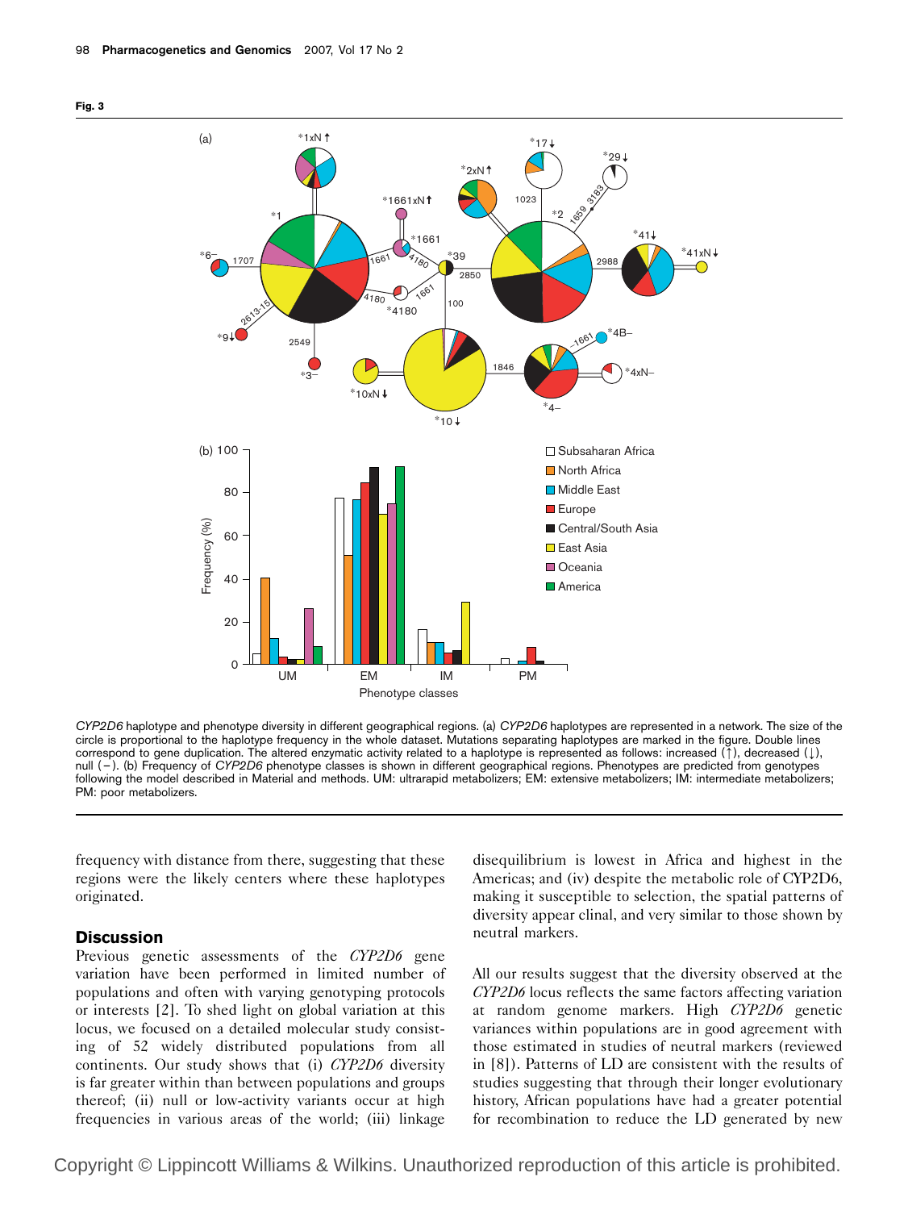**Fig. 3**

*CYP2D6* haplotype and phenotype diversity in different geographical regions. (a) *CYP2D6* haplotypes are represented in a network. The size of the circle is proportional to the haplotype frequency in the whole dataset. Mutations separating haplotypes are marked in the figure. Double lines correspond to gene duplication. The altered enzymatic activity related to a haplotype is represented as follows: increased (↑), decreased (↓), null (−). (b) Frequency of *CYP2D6* phenotype classes is shown in different geographical regions. Phenotypes are predicted from genotypes following the model described in Material and methods. UM: ultrarapid metabolizers; EM: extensive metabolizers; IM: intermediate metabolizers; PM: poor metabolizers.

frequency with distance from there, suggesting that these regions were the likely centers where these haplotypes originated.

## Discussion

Previous genetic assessments of the *CYP2D6* gene variation have been performed in limited number of populations and often with varying genotyping protocols or interests [2]. To shed light on global variation at this locus, we focused on a detailed molecular study consisting of 52 widely distributed populations from all continents. Our study shows that (i) *CYP2D6* diversity is far greater within than between populations and groups thereof; (ii) null or low-activity variants occur at high frequencies in various areas of the world; (iii) linkage disequilibrium is lowest in Africa and highest in the Americas; and (iv) despite the metabolic role of CYP2D6, making it susceptible to selection, the spatial patterns of diversity appear clinal, and very similar to those shown by neutral markers.

All our results suggest that the diversity observed at the *CYP2D6* locus reflects the same factors affecting variation at random genome markers. High *CYP2D6* genetic variances within populations are in good agreement with those estimated in studies of neutral markers (reviewed in [8]). Patterns of LD are consistent with the results of studies suggesting that through their longer evolutionary history, African populations have had a greater potential for recombination to reduce the LD generated by new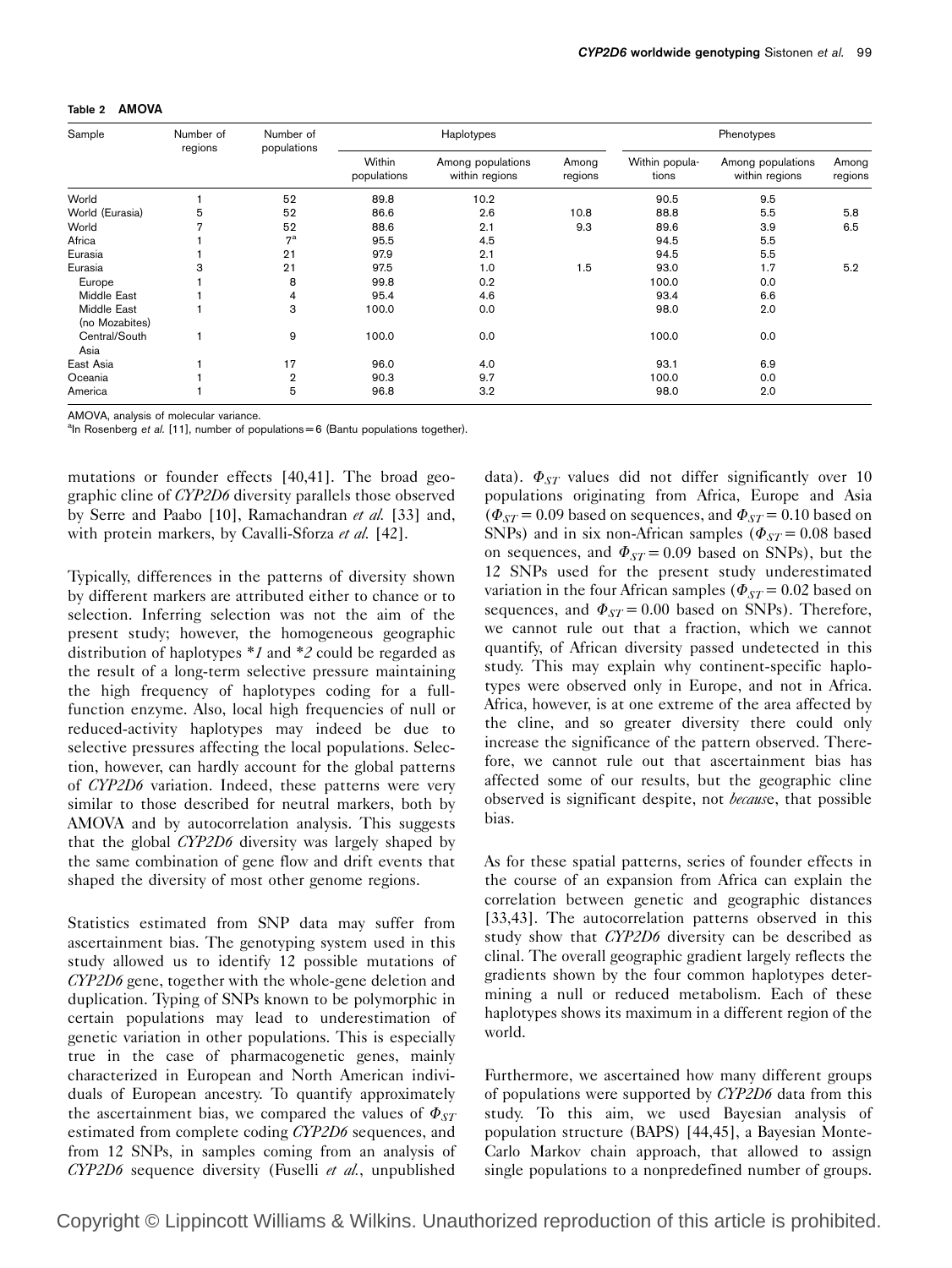**Table 2 AMOVA**

| Sample | Number of regions | Number of populations | Haplotypes | | | Phenotypes | | |
|---|---|---|---|---|---|---|---|---|
| | | | Within populations | Among populations within regions | Among regions | Within populations | Among populations within regions | Among regions |
| World | 1 | 52 | 89.8 | 10.2 | | 90.5 | 9.5 | |
| World (Eurasia) | 5 | 52 | 86.6 | 2.6 | 10.8 | 88.8 | 5.5 | 5.8 |
| World | 7 | 52 | 88.6 | 2.1 | 9.3 | 89.6 | 3.9 | 6.5 |
| Africa | 1 | 7[a] | 95.5 | 4.5 | | 94.5 | 5.5 | |
| Eurasia | 1 | 21 | 97.9 | 2.1 | | 94.5 | 5.5 | |
| Eurasia | 3 | 21 | 97.5 | 1.0 | 1.5 | 93.0 | 1.7 | 5.2 |
| Europe | 1 | 8 | 99.8 | 0.2 | | 100.0 | 0.0 | |
| Middle East | 1 | 4 | 95.4 | 4.6 | | 93.4 | 6.6 | |
| Middle East (no Mozabites) | 1 | 3 | 100.0 | 0.0 | | 98.0 | 2.0 | |
| Central/South Asia | 1 | 9 | 100.0 | 0.0 | | 100.0 | 0.0 | |
| East Asia | 1 | 17 | 96.0 | 4.0 | | 93.1 | 6.9 | |
| Oceania | 1 | 2 | 90.3 | 9.7 | | 100.0 | 0.0 | |
| America | 1 | 5 | 96.8 | 3.2 | | 98.0 | 2.0 | |

AMOVA, analysis of molecular variance.
[a]In Rosenberg *et al.* [11], number of populations = 6 (Bantu populations together).

mutations or founder effects [40,41]. The broad geographic cline of *CYP2D6* diversity parallels those observed by Serre and Paabo [10], Ramachandran *et al.* [33] and, with protein markers, by Cavalli-Sforza *et al.* [42].

Typically, differences in the patterns of diversity shown by different markers are attributed either to chance or to selection. Inferring selection was not the aim of the present study; however, the homogeneous geographic distribution of haplotypes *\*1* and *\*2* could be regarded as the result of a long-term selective pressure maintaining the high frequency of haplotypes coding for a full-function enzyme. Also, local high frequencies of null or reduced-activity haplotypes may indeed be due to selective pressures affecting the local populations. Selection, however, can hardly account for the global patterns of *CYP2D6* variation. Indeed, these patterns were very similar to those described for neutral markers, both by AMOVA and by autocorrelation analysis. This suggests that the global *CYP2D6* diversity was largely shaped by the same combination of gene flow and drift events that shaped the diversity of most other genome regions.

Statistics estimated from SNP data may suffer from ascertainment bias. The genotyping system used in this study allowed us to identify 12 possible mutations of *CYP2D6* gene, together with the whole-gene deletion and duplication. Typing of SNPs known to be polymorphic in certain populations may lead to underestimation of genetic variation in other populations. This is especially true in the case of pharmacogenetic genes, mainly characterized in European and North American individuals of European ancestry. To quantify approximately the ascertainment bias, we compared the values of $\Phi_{ST}$ estimated from complete coding *CYP2D6* sequences, and from 12 SNPs, in samples coming from an analysis of *CYP2D6* sequence diversity (Fuselli *et al.*, unpublished data). $\Phi_{ST}$ values did not differ significantly over 10 populations originating from Africa, Europe and Asia ($\Phi_{ST} = 0.09$ based on sequences, and $\Phi_{ST} = 0.10$ based on SNPs) and in six non-African samples ($\Phi_{ST} = 0.08$ based on sequences, and $\Phi_{ST} = 0.09$ based on SNPs), but the 12 SNPs used for the present study underestimated variation in the four African samples ($\Phi_{ST} = 0.02$ based on sequences, and $\Phi_{ST} = 0.00$ based on SNPs). Therefore, we cannot rule out that a fraction, which we cannot quantify, of African diversity passed undetected in this study. This may explain why continent-specific haplotypes were observed only in Europe, and not in Africa. Africa, however, is at one extreme of the area affected by the cline, and so greater diversity there could only increase the significance of the pattern observed. Therefore, we cannot rule out that ascertainment bias has affected some of our results, but the geographic cline observed is significant despite, not *because*, that possible bias.

As for these spatial patterns, series of founder effects in the course of an expansion from Africa can explain the correlation between genetic and geographic distances [33,43]. The autocorrelation patterns observed in this study show that *CYP2D6* diversity can be described as clinal. The overall geographic gradient largely reflects the gradients shown by the four common haplotypes determining a null or reduced metabolism. Each of these haplotypes shows its maximum in a different region of the world.

Furthermore, we ascertained how many different groups of populations were supported by *CYP2D6* data from this study. To this aim, we used Bayesian analysis of population structure (BAPS) [44,45], a Bayesian Monte-Carlo Markov chain approach, that allowed to assign single populations to a nonpredefined number of groups.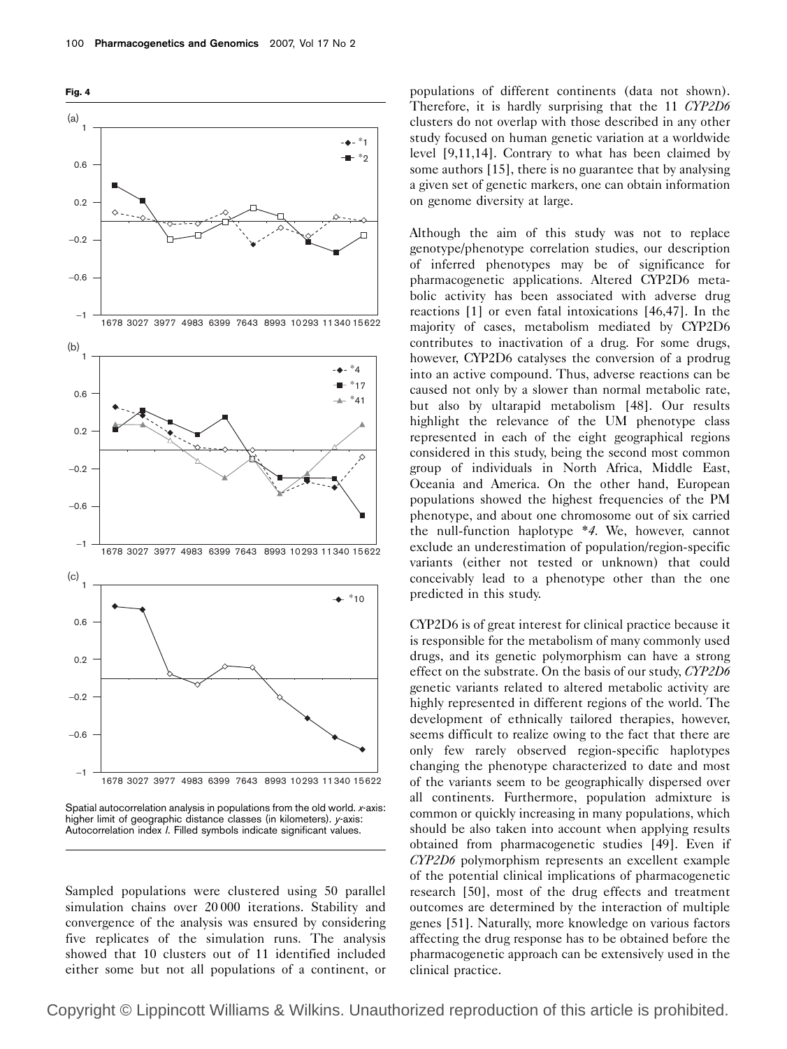**Fig. 4**

Spatial autocorrelation analysis in populations from the old world. *x*-axis: higher limit of geographic distance classes (in kilometers). *y*-axis: Autocorrelation index *I*. Filled symbols indicate significant values.

Sampled populations were clustered using 50 parallel simulation chains over 20 000 iterations. Stability and convergence of the analysis was ensured by considering five replicates of the simulation runs. The analysis showed that 10 clusters out of 11 identified included either some but not all populations of a continent, or populations of different continents (data not shown). Therefore, it is hardly surprising that the 11 *CYP2D6* clusters do not overlap with those described in any other study focused on human genetic variation at a worldwide level [9,11,14]. Contrary to what has been claimed by some authors [15], there is no guarantee that by analysing a given set of genetic markers, one can obtain information on genome diversity at large.

Although the aim of this study was not to replace genotype/phenotype correlation studies, our description of inferred phenotypes may be of significance for pharmacogenetic applications. Altered CYP2D6 metabolic activity has been associated with adverse drug reactions [1] or even fatal intoxications [46,47]. In the majority of cases, metabolism mediated by CYP2D6 contributes to inactivation of a drug. For some drugs, however, CYP2D6 catalyses the conversion of a prodrug into an active compound. Thus, adverse reactions can be caused not only by a slower than normal metabolic rate, but also by ultarapid metabolism [48]. Our results highlight the relevance of the UM phenotype class represented in each of the eight geographical regions considered in this study, being the second most common group of individuals in North Africa, Middle East, Oceania and America. On the other hand, European populations showed the highest frequencies of the PM phenotype, and about one chromosome out of six carried the null-function haplotype *4. We, however, cannot exclude an underestimation of population/region-specific variants (either not tested or unknown) that could conceivably lead to a phenotype other than the one predicted in this study.

CYP2D6 is of great interest for clinical practice because it is responsible for the metabolism of many commonly used drugs, and its genetic polymorphism can have a strong effect on the substrate. On the basis of our study, *CYP2D6* genetic variants related to altered metabolic activity are highly represented in different regions of the world. The development of ethnically tailored therapies, however, seems difficult to realize owing to the fact that there are only few rarely observed region-specific haplotypes changing the phenotype characterized to date and most of the variants seem to be geographically dispersed over all continents. Furthermore, population admixture is common or quickly increasing in many populations, which should be also taken into account when applying results obtained from pharmacogenetic studies [49]. Even if *CYP2D6* polymorphism represents an excellent example of the potential clinical implications of pharmacogenetic research [50], most of the drug effects and treatment outcomes are determined by the interaction of multiple genes [51]. Naturally, more knowledge on various factors affecting the drug response has to be obtained before the pharmacogenetic approach can be extensively used in the clinical practice.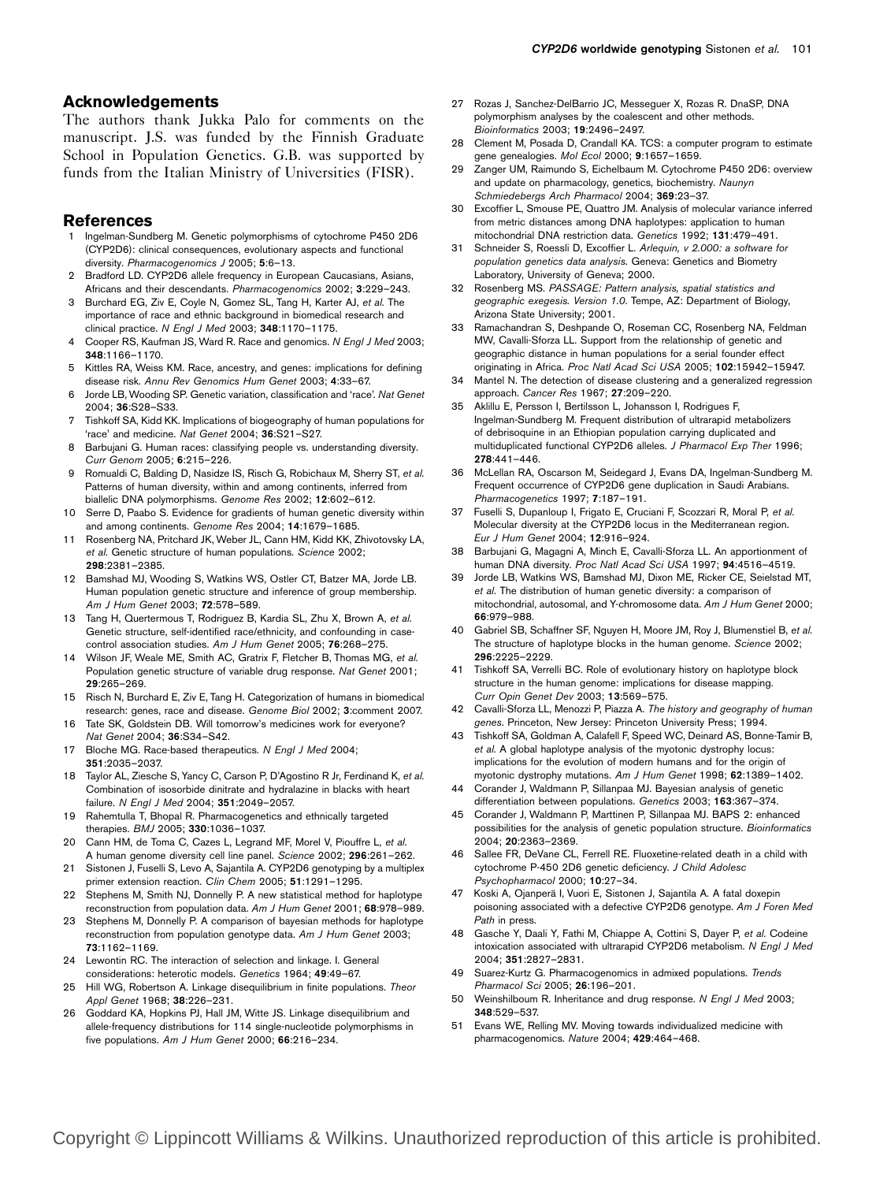## Acknowledgements

The authors thank Jukka Palo for comments on the manuscript. J.S. was funded by the Finnish Graduate School in Population Genetics. G.B. was supported by funds from the Italian Ministry of Universities (FISR).

## References

1. Ingelman-Sundberg M. Genetic polymorphisms of cytochrome P450 2D6 (CYP2D6): clinical consequences, evolutionary aspects and functional diversity. *Pharmacogenomics J* 2005; **5**:6–13.
2. Bradford LD. CYP2D6 allele frequency in European Caucasians, Asians, Africans and their descendants. *Pharmacogenomics* 2002; **3**:229–243.
3. Burchard EG, Ziv E, Coyle N, Gomez SL, Tang H, Karter AJ, *et al.* The importance of race and ethnic background in biomedical research and clinical practice. *N Engl J Med* 2003; **348**:1170–1175.
4. Cooper RS, Kaufman JS, Ward R. Race and genomics. *N Engl J Med* 2003; **348**:1166–1170.
5. Kittles RA, Weiss KM. Race, ancestry, and genes: implications for defining disease risk. *Annu Rev Genomics Hum Genet* 2003; **4**:33–67.
6. Jorde LB, Wooding SP. Genetic variation, classification and 'race'. *Nat Genet* 2004; **36**:S28–S33.
7. Tishkoff SA, Kidd KK. Implications of biogeography of human populations for 'race' and medicine. *Nat Genet* 2004; **36**:S21–S27.
8. Barbujani G. Human races: classifying people vs. understanding diversity. *Curr Genom* 2005; **6**:215–226.
9. Romualdi C, Balding D, Nasidze IS, Risch G, Robichaux M, Sherry ST, *et al.* Patterns of human diversity, within and among continents, inferred from biallelic DNA polymorphisms. *Genome Res* 2002; **12**:602–612.
10. Serre D, Paabo S. Evidence for gradients of human genetic diversity within and among continents. *Genome Res* 2004; **14**:1679–1685.
11. Rosenberg NA, Pritchard JK, Weber JL, Cann HM, Kidd KK, Zhivotovsky LA, *et al.* Genetic structure of human populations. *Science* 2002; **298**:2381–2385.
12. Bamshad MJ, Wooding S, Watkins WS, Ostler CT, Batzer MA, Jorde LB. Human population genetic structure and inference of group membership. *Am J Hum Genet* 2003; **72**:578–589.
13. Tang H, Quertermous T, Rodriguez B, Kardia SL, Zhu X, Brown A, *et al.* Genetic structure, self-identified race/ethnicity, and confounding in case-control association studies. *Am J Hum Genet* 2005; **76**:268–275.
14. Wilson JF, Weale ME, Smith AC, Gratrix F, Fletcher B, Thomas MG, *et al.* Population genetic structure of variable drug response. *Nat Genet* 2001; **29**:265–269.
15. Risch N, Burchard E, Ziv E, Tang H. Categorization of humans in biomedical research: genes, race and disease. *Genome Biol* 2002; **3**:comment 2007.
16. Tate SK, Goldstein DB. Will tomorrow's medicines work for everyone? *Nat Genet* 2004; **36**:S34–S42.
17. Bloche MG. Race-based therapeutics. *N Engl J Med* 2004; **351**:2035–2037.
18. Taylor AL, Ziesche S, Yancy C, Carson P, D'Agostino R Jr, Ferdinand K, *et al.* Combination of isosorbide dinitrate and hydralazine in blacks with heart failure. *N Engl J Med* 2004; **351**:2049–2057.
19. Rahemtulla T, Bhopal R. Pharmacogenetics and ethnically targeted therapies. *BMJ* 2005; **330**:1036–1037.
20. Cann HM, de Toma C, Cazes L, Legrand MF, Morel V, Piouffre L, *et al.* A human genome diversity cell line panel. *Science* 2002; **296**:261–262.
21. Sistonen J, Fuselli S, Levo A, Sajantila A. CYP2D6 genotyping by a multiplex primer extension reaction. *Clin Chem* 2005; **51**:1291–1295.
22. Stephens M, Smith NJ, Donnelly P. A new statistical method for haplotype reconstruction from population data. *Am J Hum Genet* 2001; **68**:978–989.
23. Stephens M, Donnelly P. A comparison of bayesian methods for haplotype reconstruction from population genotype data. *Am J Hum Genet* 2003; **73**:1162–1169.
24. Lewontin RC. The interaction of selection and linkage. I. General considerations: heterotic models. *Genetics* 1964; **49**:49–67.
25. Hill WG, Robertson A. Linkage disequilibrium in finite populations. *Theor Appl Genet* 1968; **38**:226–231.
26. Goddard KA, Hopkins PJ, Hall JM, Witte JS. Linkage disequilibrium and allele-frequency distributions for 114 single-nucleotide polymorphisms in five populations. *Am J Hum Genet* 2000; **66**:216–234.
27. Rozas J, Sanchez-DelBarrio JC, Messeguer X, Rozas R. DnaSP, DNA polymorphism analyses by the coalescent and other methods. *Bioinformatics* 2003; **19**:2496–2497.
28. Clement M, Posada D, Crandall KA. TCS: a computer program to estimate gene genealogies. *Mol Ecol* 2000; **9**:1657–1659.
29. Zanger UM, Raimundo S, Eichelbaum M. Cytochrome P450 2D6: overview and update on pharmacology, genetics, biochemistry. *Naunyn Schmiedebergs Arch Pharmacol* 2004; **369**:23–37.
30. Excoffier L, Smouse PE, Quattro JM. Analysis of molecular variance inferred from metric distances among DNA haplotypes: application to human mitochondrial DNA restriction data. *Genetics* 1992; **131**:479–491.
31. Schneider S, Roessli D, Excoffier L. *Arlequin, v 2.000: a software for population genetics data analysis*. Geneva: Genetics and Biometry Laboratory, University of Geneva; 2000.
32. Rosenberg MS. *PASSAGE: Pattern analysis, spatial statistics and geographic exegesis. Version 1.0*. Tempe, AZ: Department of Biology, Arizona State University; 2001.
33. Ramachandran S, Deshpande O, Roseman CC, Rosenberg NA, Feldman MW, Cavalli-Sforza LL. Support from the relationship of genetic and geographic distance in human populations for a serial founder effect originating in Africa. *Proc Natl Acad Sci USA* 2005; **102**:15942–15947.
34. Mantel N. The detection of disease clustering and a generalized regression approach. *Cancer Res* 1967; **27**:209–220.
35. Aklillu E, Persson I, Bertilsson L, Johansson I, Rodrigues F, Ingelman-Sundberg M. Frequent distribution of ultrarapid metabolizers of debrisoquine in an Ethiopian population carrying duplicated and multiduplicated functional CYP2D6 alleles. *J Pharmacol Exp Ther* 1996; **278**:441–446.
36. McLellan RA, Oscarson M, Seidegard J, Evans DA, Ingelman-Sundberg M. Frequent occurrence of CYP2D6 gene duplication in Saudi Arabians. *Pharmacogenetics* 1997; **7**:187–191.
37. Fuselli S, Dupanloup I, Frigato E, Cruciani F, Scozzari R, Moral P, *et al.* Molecular diversity at the CYP2D6 locus in the Mediterranean region. *Eur J Hum Genet* 2004; **12**:916–924.
38. Barbujani G, Magagni A, Minch E, Cavalli-Sforza LL. An apportionment of human DNA diversity. *Proc Natl Acad Sci USA* 1997; **94**:4516–4519.
39. Jorde LB, Watkins WS, Bamshad MJ, Dixon ME, Ricker CE, Seielstad MT, *et al.* The distribution of human genetic diversity: a comparison of mitochondrial, autosomal, and Y-chromosome data. *Am J Hum Genet* 2000; **66**:979–988.
40. Gabriel SB, Schaffner SF, Nguyen H, Moore JM, Roy J, Blumenstiel B, *et al.* The structure of haplotype blocks in the human genome. *Science* 2002; **296**:2225–2229.
41. Tishkoff SA, Verrelli BC. Role of evolutionary history on haplotype block structure in the human genome: implications for disease mapping. *Curr Opin Genet Dev* 2003; **13**:569–575.
42. Cavalli-Sforza LL, Menozzi P, Piazza A. *The history and geography of human genes*. Princeton, New Jersey: Princeton University Press; 1994.
43. Tishkoff SA, Goldman A, Calafell F, Speed WC, Deinard AS, Bonne-Tamir B, *et al.* A global haplotype analysis of the myotonic dystrophy locus: implications for the evolution of modern humans and for the origin of myotonic dystrophy mutations. *Am J Hum Genet* 1998; **62**:1389–1402.
44. Corander J, Waldmann P, Sillanpaa MJ. Bayesian analysis of genetic differentiation between populations. *Genetics* 2003; **163**:367–374.
45. Corander J, Waldmann P, Marttinen P, Sillanpaa MJ. BAPS 2: enhanced possibilities for the analysis of genetic population structure. *Bioinformatics* 2004; **20**:2363–2369.
46. Sallee FR, DeVane CL, Ferrell RE. Fluoxetine-related death in a child with cytochrome P-450 2D6 genetic deficiency. *J Child Adolesc Psychopharmacol* 2000; **10**:27–34.
47. Koski A, Ojanperä I, Vuori E, Sistonen J, Sajantila A. A fatal doxepin poisoning associated with a defective CYP2D6 genotype. *Am J Foren Med Path* in press.
48. Gasche Y, Daali Y, Fathi M, Chiappe A, Cottini S, Dayer P, *et al.* Codeine intoxication associated with ultrarapid CYP2D6 metabolism. *N Engl J Med* 2004; **351**:2827–2831.
49. Suarez-Kurtz G. Pharmacogenomics in admixed populations. *Trends Pharmacol Sci* 2005; **26**:196–201.
50. Weinshilboum R. Inheritance and drug response. *N Engl J Med* 2003; **348**:529–537.
51. Evans WE, Relling MV. Moving towards individualized medicine with pharmacogenomics. *Nature* 2004; **429**:464–468.